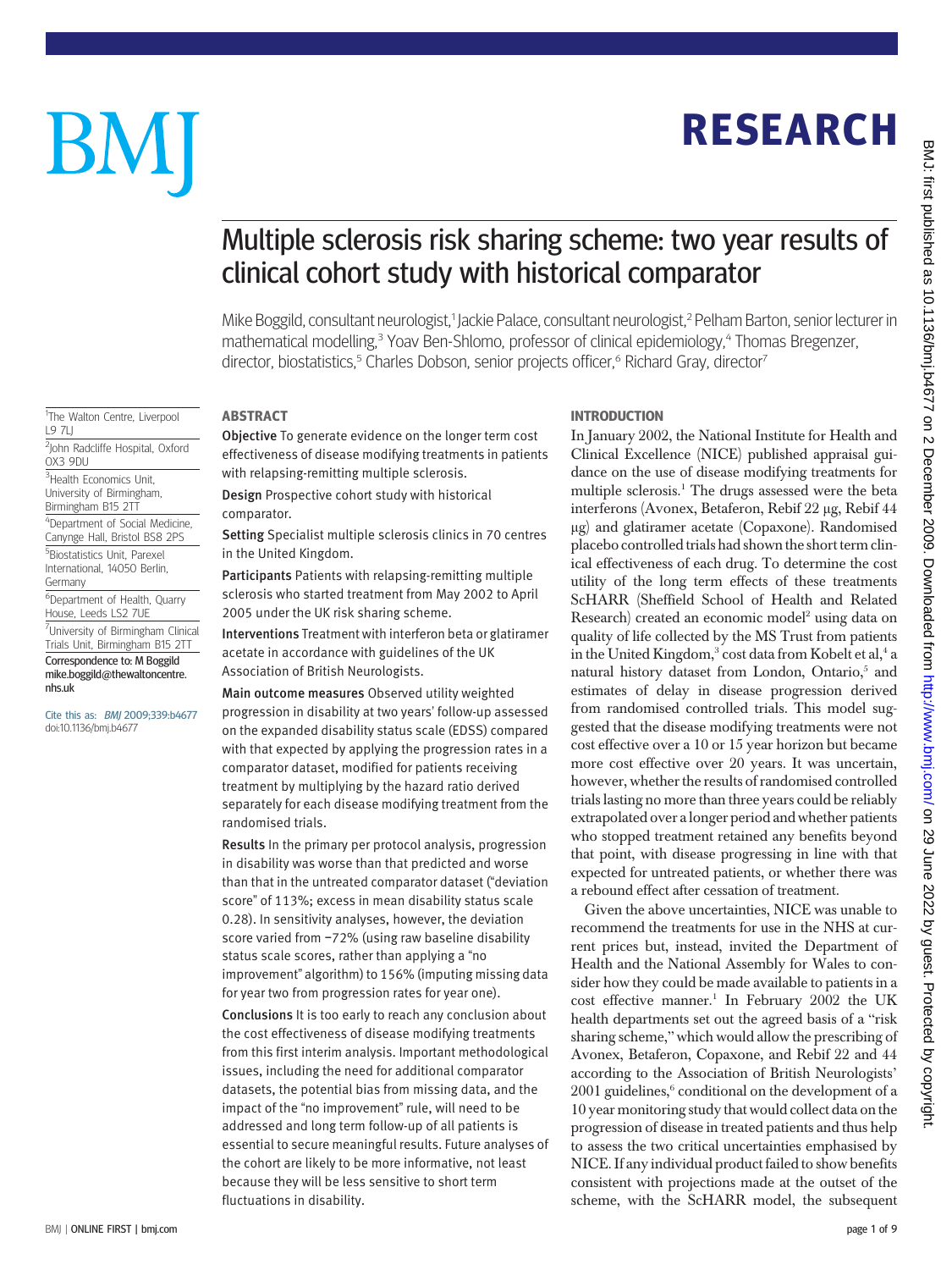# Multiple sclerosis risk sharing scheme: two year results of clinical cohort study with historical comparator

Mike Boggild, consultant neurologist,[1] Jackie Palace, consultant neurologist,[2] Pelham Barton, senior lecturer in mathematical modelling,[3] Yoav Ben-Shlomo, professor of clinical epidemiology,[4] Thomas Bregenzer, director, biostatistics,[5] Charles Dobson, senior projects officer,[6] Richard Gray, director[7]

[1]The Walton Centre, Liverpool L9 7LJ

[2]John Radcliffe Hospital, Oxford OX3 9DU

[3]Health Economics Unit, University of Birmingham, Birmingham B15 2TT

[4]Department of Social Medicine, Canynge Hall, Bristol BS8 2PS

[5]Biostatistics Unit, Parexel International, 14050 Berlin, Germany

[6]Department of Health, Quarry House, Leeds LS2 7UE

[7]University of Birmingham Clinical Trials Unit, Birmingham B15 2TT

Correspondence to: M Boggild mike.boggild@thewaltoncentre.nhs.uk

Cite this as: *BMJ* 2009;339:b4677 doi:10.1136/bmj.b4677

## ABSTRACT

**Objective** To generate evidence on the longer term cost effectiveness of disease modifying treatments in patients with relapsing-remitting multiple sclerosis.

**Design** Prospective cohort study with historical comparator.

**Setting** Specialist multiple sclerosis clinics in 70 centres in the United Kingdom.

**Participants** Patients with relapsing-remitting multiple sclerosis who started treatment from May 2002 to April 2005 under the UK risk sharing scheme.

**Interventions** Treatment with interferon beta or glatiramer acetate in accordance with guidelines of the UK Association of British Neurologists.

**Main outcome measures** Observed utility weighted progression in disability at two years' follow-up assessed on the expanded disability status scale (EDSS) compared with that expected by applying the progression rates in a comparator dataset, modified for patients receiving treatment by multiplying by the hazard ratio derived separately for each disease modifying treatment from the randomised trials.

**Results** In the primary per protocol analysis, progression in disability was worse than that predicted and worse than that in the untreated comparator dataset ("deviation score" of 113%; excess in mean disability status scale 0.28). In sensitivity analyses, however, the deviation score varied from −72% (using raw baseline disability status scale scores, rather than applying a "no improvement" algorithm) to 156% (imputing missing data for year two from progression rates for year one).

**Conclusions** It is too early to reach any conclusion about the cost effectiveness of disease modifying treatments from this first interim analysis. Important methodological issues, including the need for additional comparator datasets, the potential bias from missing data, and the impact of the "no improvement" rule, will need to be addressed and long term follow-up of all patients is essential to secure meaningful results. Future analyses of the cohort are likely to be more informative, not least because they will be less sensitive to short term fluctuations in disability.

## INTRODUCTION

In January 2002, the National Institute for Health and Clinical Excellence (NICE) published appraisal guidance on the use of disease modifying treatments for multiple sclerosis.[1] The drugs assessed were the beta interferons (Avonex, Betaferon, Rebif 22 μg, Rebif 44 μg) and glatiramer acetate (Copaxone). Randomised placebo controlled trials had shown the short term clinical effectiveness of each drug. To determine the cost utility of the long term effects of these treatments ScHARR (Sheffield School of Health and Related Research) created an economic model[2] using data on quality of life collected by the MS Trust from patients in the United Kingdom,[3] cost data from Kobelt et al,[4] a natural history dataset from London, Ontario,[5] and estimates of delay in disease progression derived from randomised controlled trials. This model suggested that the disease modifying treatments were not cost effective over a 10 or 15 year horizon but became more cost effective over 20 years. It was uncertain, however, whether the results of randomised controlled trials lasting no more than three years could be reliably extrapolated over a longer period and whether patients who stopped treatment retained any benefits beyond that point, with disease progressing in line with that expected for untreated patients, or whether there was a rebound effect after cessation of treatment.

Given the above uncertainties, NICE was unable to recommend the treatments for use in the NHS at current prices but, instead, invited the Department of Health and the National Assembly for Wales to consider how they could be made available to patients in a cost effective manner.[1] In February 2002 the UK health departments set out the agreed basis of a "risk sharing scheme," which would allow the prescribing of Avonex, Betaferon, Copaxone, and Rebif 22 and 44 according to the Association of British Neurologists' 2001 guidelines,[6] conditional on the development of a 10 year monitoring study that would collect data on the progression of disease in treated patients and thus help to assess the two critical uncertainties emphasised by NICE. If any individual product failed to show benefits consistent with projections made at the outset of the scheme, with the ScHARR model, the subsequent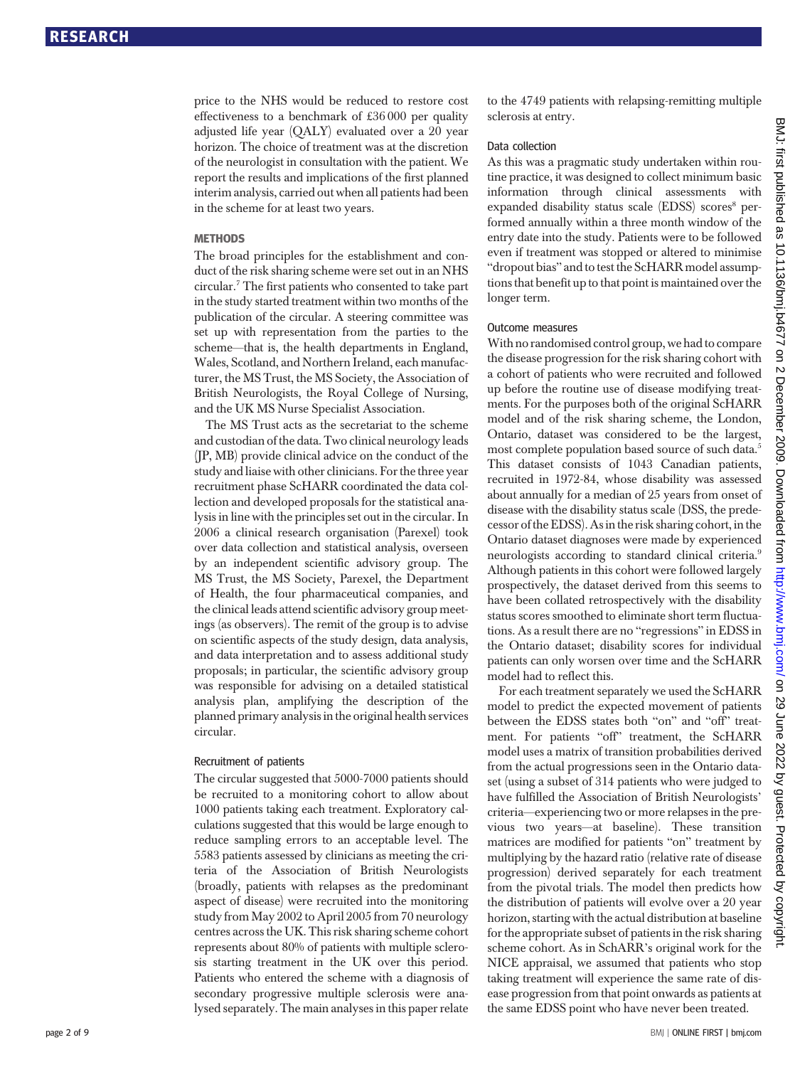price to the NHS would be reduced to restore cost effectiveness to a benchmark of £36 000 per quality adjusted life year (QALY) evaluated over a 20 year horizon. The choice of treatment was at the discretion of the neurologist in consultation with the patient. We report the results and implications of the first planned interim analysis, carried out when all patients had been in the scheme for at least two years.

## METHODS

The broad principles for the establishment and conduct of the risk sharing scheme were set out in an NHS circular.[7] The first patients who consented to take part in the study started treatment within two months of the publication of the circular. A steering committee was set up with representation from the parties to the scheme—that is, the health departments in England, Wales, Scotland, and Northern Ireland, each manufacturer, the MS Trust, the MS Society, the Association of British Neurologists, the Royal College of Nursing, and the UK MS Nurse Specialist Association.

The MS Trust acts as the secretariat to the scheme and custodian of the data. Two clinical neurology leads (JP, MB) provide clinical advice on the conduct of the study and liaise with other clinicians. For the three year recruitment phase ScHARR coordinated the data collection and developed proposals for the statistical analysis in line with the principles set out in the circular. In 2006 a clinical research organisation (Parexel) took over data collection and statistical analysis, overseen by an independent scientific advisory group. The MS Trust, the MS Society, Parexel, the Department of Health, the four pharmaceutical companies, and the clinical leads attend scientific advisory group meetings (as observers). The remit of the group is to advise on scientific aspects of the study design, data analysis, and data interpretation and to assess additional study proposals; in particular, the scientific advisory group was responsible for advising on a detailed statistical analysis plan, amplifying the description of the planned primary analysis in the original health services circular.

### Recruitment of patients

The circular suggested that 5000-7000 patients should be recruited to a monitoring cohort to allow about 1000 patients taking each treatment. Exploratory calculations suggested that this would be large enough to reduce sampling errors to an acceptable level. The 5583 patients assessed by clinicians as meeting the criteria of the Association of British Neurologists (broadly, patients with relapses as the predominant aspect of disease) were recruited into the monitoring study from May 2002 to April 2005 from 70 neurology centres across the UK. This risk sharing scheme cohort represents about 80% of patients with multiple sclerosis starting treatment in the UK over this period. Patients who entered the scheme with a diagnosis of secondary progressive multiple sclerosis were analysed separately. The main analyses in this paper relate to the 4749 patients with relapsing-remitting multiple sclerosis at entry.

### Data collection

As this was a pragmatic study undertaken within routine practice, it was designed to collect minimum basic information through clinical assessments with expanded disability status scale (EDSS) scores[8] performed annually within a three month window of the entry date into the study. Patients were to be followed even if treatment was stopped or altered to minimise "dropout bias" and to test the ScHARR model assumptions that benefit up to that point is maintained over the longer term.

### Outcome measures

With no randomised control group, we had to compare the disease progression for the risk sharing cohort with a cohort of patients who were recruited and followed up before the routine use of disease modifying treatments. For the purposes both of the original ScHARR model and of the risk sharing scheme, the London, Ontario, dataset was considered to be the largest, most complete population based source of such data.[5] This dataset consists of 1043 Canadian patients, recruited in 1972-84, whose disability was assessed about annually for a median of 25 years from onset of disease with the disability status scale (DSS, the predecessor of the EDSS). As in the risk sharing cohort, in the Ontario dataset diagnoses were made by experienced neurologists according to standard clinical criteria.[9] Although patients in this cohort were followed largely prospectively, the dataset derived from this seems to have been collated retrospectively with the disability status scores smoothed to eliminate short term fluctuations. As a result there are no "regressions" in EDSS in the Ontario dataset; disability scores for individual patients can only worsen over time and the ScHARR model had to reflect this.

For each treatment separately we used the ScHARR model to predict the expected movement of patients between the EDSS states both "on" and "off" treatment. For patients "off" treatment, the ScHARR model uses a matrix of transition probabilities derived from the actual progressions seen in the Ontario dataset (using a subset of 314 patients who were judged to have fulfilled the Association of British Neurologists' criteria—experiencing two or more relapses in the previous two years—at baseline). These transition matrices are modified for patients "on" treatment by multiplying by the hazard ratio (relative rate of disease progression) derived separately for each treatment from the pivotal trials. The model then predicts how the distribution of patients will evolve over a 20 year horizon, starting with the actual distribution at baseline for the appropriate subset of patients in the risk sharing scheme cohort. As in SchARR's original work for the NICE appraisal, we assumed that patients who stop taking treatment will experience the same rate of disease progression from that point onwards as patients at the same EDSS point who have never been treated.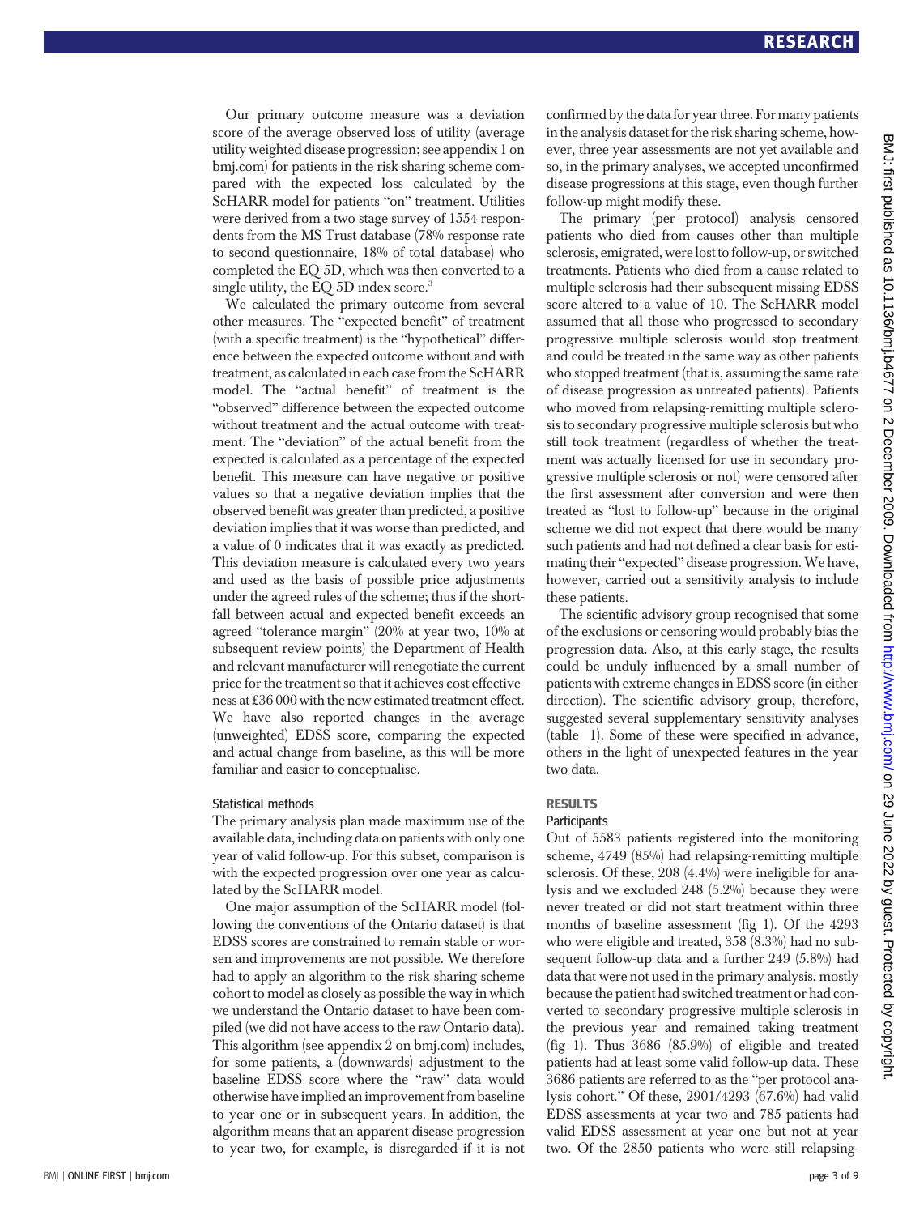Our primary outcome measure was a deviation score of the average observed loss of utility (average utility weighted disease progression; see appendix 1 on bmj.com) for patients in the risk sharing scheme compared with the expected loss calculated by the ScHARR model for patients "on" treatment. Utilities were derived from a two stage survey of 1554 respondents from the MS Trust database (78% response rate to second questionnaire, 18% of total database) who completed the EQ-5D, which was then converted to a single utility, the EQ-5D index score.[3]

We calculated the primary outcome from several other measures. The "expected benefit" of treatment (with a specific treatment) is the "hypothetical" difference between the expected outcome without and with treatment, as calculated in each case from the ScHARR model. The "actual benefit" of treatment is the "observed" difference between the expected outcome without treatment and the actual outcome with treatment. The "deviation" of the actual benefit from the expected is calculated as a percentage of the expected benefit. This measure can have negative or positive values so that a negative deviation implies that the observed benefit was greater than predicted, a positive deviation implies that it was worse than predicted, and a value of 0 indicates that it was exactly as predicted. This deviation measure is calculated every two years and used as the basis of possible price adjustments under the agreed rules of the scheme; thus if the shortfall between actual and expected benefit exceeds an agreed "tolerance margin" (20% at year two, 10% at subsequent review points) the Department of Health and relevant manufacturer will renegotiate the current price for the treatment so that it achieves cost effectiveness at £36 000 with the new estimated treatment effect. We have also reported changes in the average (unweighted) EDSS score, comparing the expected and actual change from baseline, as this will be more familiar and easier to conceptualise.

### Statistical methods

The primary analysis plan made maximum use of the available data, including data on patients with only one year of valid follow-up. For this subset, comparison is with the expected progression over one year as calculated by the ScHARR model.

One major assumption of the ScHARR model (following the conventions of the Ontario dataset) is that EDSS scores are constrained to remain stable or worsen and improvements are not possible. We therefore had to apply an algorithm to the risk sharing scheme cohort to model as closely as possible the way in which we understand the Ontario dataset to have been compiled (we did not have access to the raw Ontario data). This algorithm (see appendix 2 on bmj.com) includes, for some patients, a (downwards) adjustment to the baseline EDSS score where the "raw" data would otherwise have implied an improvement from baseline to year one or in subsequent years. In addition, the algorithm means that an apparent disease progression to year two, for example, is disregarded if it is not confirmed by the data for year three. For many patients in the analysis dataset for the risk sharing scheme, however, three year assessments are not yet available and so, in the primary analyses, we accepted unconfirmed disease progressions at this stage, even though further follow-up might modify these.

The primary (per protocol) analysis censored patients who died from causes other than multiple sclerosis, emigrated, were lost to follow-up, or switched treatments. Patients who died from a cause related to multiple sclerosis had their subsequent missing EDSS score altered to a value of 10. The ScHARR model assumed that all those who progressed to secondary progressive multiple sclerosis would stop treatment and could be treated in the same way as other patients who stopped treatment (that is, assuming the same rate of disease progression as untreated patients). Patients who moved from relapsing-remitting multiple sclerosis to secondary progressive multiple sclerosis but who still took treatment (regardless of whether the treatment was actually licensed for use in secondary progressive multiple sclerosis or not) were censored after the first assessment after conversion and were then treated as "lost to follow-up" because in the original scheme we did not expect that there would be many such patients and had not defined a clear basis for estimating their "expected" disease progression. We have, however, carried out a sensitivity analysis to include these patients.

The scientific advisory group recognised that some of the exclusions or censoring would probably bias the progression data. Also, at this early stage, the results could be unduly influenced by a small number of patients with extreme changes in EDSS score (in either direction). The scientific advisory group, therefore, suggested several supplementary sensitivity analyses (table 1). Some of these were specified in advance, others in the light of unexpected features in the year two data.

## RESULTS

### Participants

Out of 5583 patients registered into the monitoring scheme, 4749 (85%) had relapsing-remitting multiple sclerosis. Of these, 208 (4.4%) were ineligible for analysis and we excluded 248 (5.2%) because they were never treated or did not start treatment within three months of baseline assessment (fig 1). Of the 4293 who were eligible and treated, 358 (8.3%) had no subsequent follow-up data and a further 249 (5.8%) had data that were not used in the primary analysis, mostly because the patient had switched treatment or had converted to secondary progressive multiple sclerosis in the previous year and remained taking treatment (fig 1). Thus 3686 (85.9%) of eligible and treated patients had at least some valid follow-up data. These 3686 patients are referred to as the "per protocol analysis cohort." Of these, 2901/4293 (67.6%) had valid EDSS assessments at year two and 785 patients had valid EDSS assessment at year one but not at year two. Of the 2850 patients who were still relapsing-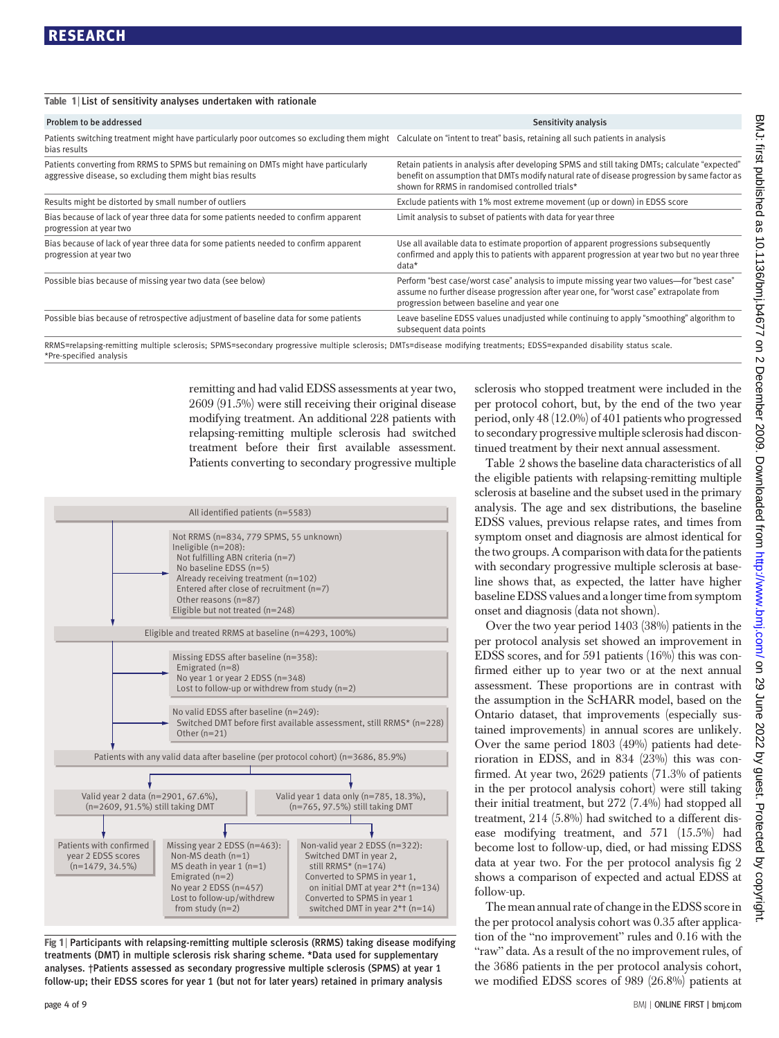**Table 1 | List of sensitivity analyses undertaken with rationale**

| Problem to be addressed | Sensitivity analysis |
|---|---|
| Patients switching treatment might have particularly poor outcomes so excluding them might bias results | Calculate on "intent to treat" basis, retaining all such patients in analysis |
| Patients converting from RRMS to SPMS but remaining on DMTs might have particularly aggressive disease, so excluding them might bias results | Retain patients in analysis after developing SPMS and still taking DMTs; calculate "expected" benefit on assumption that DMTs modify natural rate of disease progression by same factor as shown for RRMS in randomised controlled trials* |
| Results might be distorted by small number of outliers | Exclude patients with 1% most extreme movement (up or down) in EDSS score |
| Bias because of lack of year three data for some patients needed to confirm apparent progression at year two | Limit analysis to subset of patients with data for year three |
| Bias because of lack of year three data for some patients needed to confirm apparent progression at year two | Use all available data to estimate proportion of apparent progressions subsequently confirmed and apply this to patients with apparent progression at year two but no year three data* |
| Possible bias because of missing year two data (see below) | Perform "best case/worst case" analysis to impute missing year two values—for "best case" assume no further disease progression after year one, for "worst case" extrapolate from progression between baseline and year one |
| Possible bias because of retrospective adjustment of baseline data for some patients | Leave baseline EDSS values unadjusted while continuing to apply "smoothing" algorithm to subsequent data points |

RRMS=relapsing-remitting multiple sclerosis; SPMS=secondary progressive multiple sclerosis; DMTs=disease modifying treatments; EDSS=expanded disability status scale.
*Pre-specified analysis

remitting and had valid EDSS assessments at year two, 2609 (91.5%) were still receiving their original disease modifying treatment. An additional 228 patients with relapsing-remitting multiple sclerosis had switched treatment before their first available assessment. Patients converting to secondary progressive multiple sclerosis who stopped treatment were included in the per protocol cohort, but, by the end of the two year period, only 48 (12.0%) of 401 patients who progressed to secondary progressive multiple sclerosis had discontinued treatment by their next annual assessment.

All identified patients (n=5583)

Not RRMS (n=834, 779 SPMS, 55 unknown)
Ineligible (n=208):
- Not fulfilling ABN criteria (n=7)
- No baseline EDSS (n=5)
- Already receiving treatment (n=102)
- Entered after close of recruitment (n=7)
- Other reasons (n=87)

Eligible but not treated (n=248)

Eligible and treated RRMS at baseline (n=4293, 100%)

Missing EDSS after baseline (n=358):
- Emigrated (n=8)
- No year 1 or year 2 EDSS (n=348)
- Lost to follow-up or withdrew from study (n=2)

No valid EDSS after baseline (n=249):
- Switched DMT before first available assessment, still RRMS* (n=228)
- Other (n=21)

Patients with any valid data after baseline (per protocol cohort) (n=3686, 85.9%)

Valid year 2 data (n=2901, 67.6%), (n=2609, 91.5%) still taking DMT

Valid year 1 data only (n=785, 18.3%), (n=765, 97.5%) still taking DMT

Patients with confirmed year 2 EDSS scores (n=1479, 34.5%)

Missing year 2 EDSS (n=463):
- Non-MS death (n=1)
- MS death in year 1 (n=1)
- Emigrated (n=2)
- No year 2 EDSS (n=457)
- Lost to follow-up/withdrew from study (n=2)

Non-valid year 2 EDSS (n=322):
- Switched DMT in year 2, still RRMS* (n=174)
- Converted to SPMS in year 1, on initial DMT at year 2*† (n=134)
- Converted to SPMS in year 1 switched DMT in year 2*† (n=14)

**Fig 1** | Participants with relapsing-remitting multiple sclerosis (RRMS) taking disease modifying treatments (DMT) in multiple sclerosis risk sharing scheme. *Data used for supplementary analyses. †Patients assessed as secondary progressive multiple sclerosis (SPMS) at year 1 follow-up; their EDSS scores for year 1 (but not for later years) retained in primary analysis

Table 2 shows the baseline data characteristics of all the eligible patients with relapsing-remitting multiple sclerosis at baseline and the subset used in the primary analysis. The age and sex distributions, the baseline EDSS values, previous relapse rates, and times from symptom onset and diagnosis are almost identical for the two groups. A comparison with data for the patients with secondary progressive multiple sclerosis at baseline shows that, as expected, the latter have higher baseline EDSS values and a longer time from symptom onset and diagnosis (data not shown).

Over the two year period 1403 (38%) patients in the per protocol analysis set showed an improvement in EDSS scores, and for 591 patients (16%) this was confirmed either up to year two or at the next annual assessment. These proportions are in contrast with the assumption in the ScHARR model, based on the Ontario dataset, that improvements (especially sustained improvements) in annual scores are unlikely. Over the same period 1803 (49%) patients had deterioration in EDSS, and in 834 (23%) this was confirmed. At year two, 2629 patients (71.3% of patients in the per protocol analysis cohort) were still taking their initial treatment, but 272 (7.4%) had stopped all treatment, 214 (5.8%) had switched to a different disease modifying treatment, and 571 (15.5%) had become lost to follow-up, died, or had missing EDSS data at year two. For the per protocol analysis fig 2 shows a comparison of expected and actual EDSS at follow-up.

The mean annual rate of change in the EDSS score in the per protocol analysis cohort was 0.35 after application of the "no improvement" rules and 0.16 with the "raw" data. As a result of the no improvement rules, of the 3686 patients in the per protocol analysis cohort, we modified EDSS scores of 989 (26.8%) patients at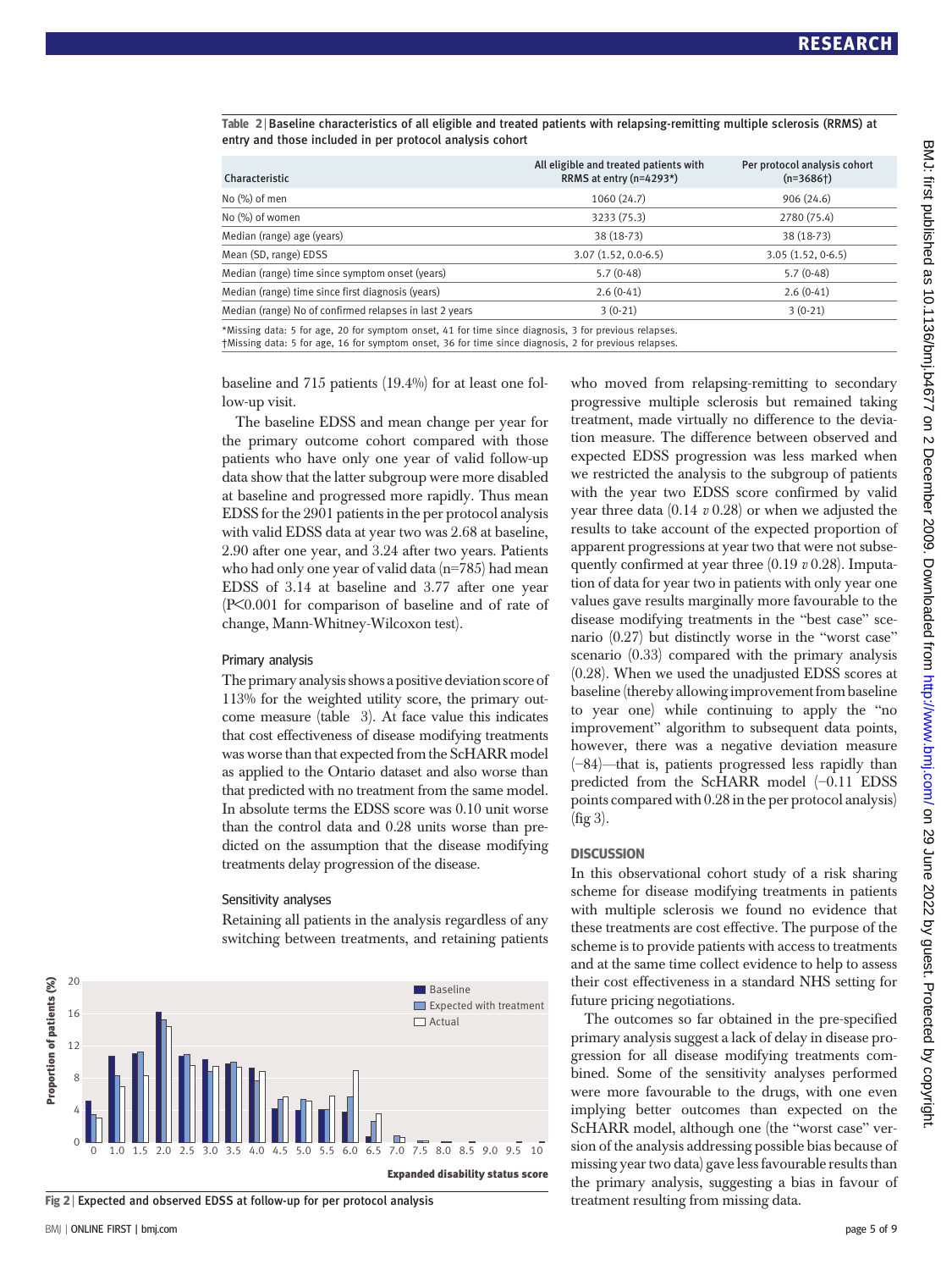Table 2 | Baseline characteristics of all eligible and treated patients with relapsing-remitting multiple sclerosis (RRMS) at entry and those included in per protocol analysis cohort

| Characteristic | All eligible and treated patients with RRMS at entry (n=4293*) | Per protocol analysis cohort (n=3686†) |
|---|---|---|
| No (%) of men | 1060 (24.7) | 906 (24.6) |
| No (%) of women | 3233 (75.3) | 2780 (75.4) |
| Median (range) age (years) | 38 (18-73) | 38 (18-73) |
| Mean (SD, range) EDSS | 3.07 (1.52, 0.0-6.5) | 3.05 (1.52, 0-6.5) |
| Median (range) time since symptom onset (years) | 5.7 (0-48) | 5.7 (0-48) |
| Median (range) time since first diagnosis (years) | 2.6 (0-41) | 2.6 (0-41) |
| Median (range) No of confirmed relapses in last 2 years | 3 (0-21) | 3 (0-21) |

*Missing data: 5 for age, 20 for symptom onset, 41 for time since diagnosis, 3 for previous relapses.
†Missing data: 5 for age, 16 for symptom onset, 36 for time since diagnosis, 2 for previous relapses.

baseline and 715 patients (19.4%) for at least one follow-up visit.

The baseline EDSS and mean change per year for the primary outcome cohort compared with those patients who have only one year of valid follow-up data show that the latter subgroup were more disabled at baseline and progressed more rapidly. Thus mean EDSS for the 2901 patients in the per protocol analysis with valid EDSS data at year two was 2.68 at baseline, 2.90 after one year, and 3.24 after two years. Patients who had only one year of valid data (n=785) had mean EDSS of 3.14 at baseline and 3.77 after one year ($P<0.001$ for comparison of baseline and of rate of change, Mann-Whitney-Wilcoxon test).

### Primary analysis

The primary analysis shows a positive deviation score of 113% for the weighted utility score, the primary outcome measure (table 3). At face value this indicates that cost effectiveness of disease modifying treatments was worse than that expected from the ScHARR model as applied to the Ontario dataset and also worse than that predicted with no treatment from the same model. In absolute terms the EDSS score was 0.10 unit worse than the control data and 0.28 units worse than predicted on the assumption that the disease modifying treatments delay progression of the disease.

### Sensitivity analyses

Retaining all patients in the analysis regardless of any switching between treatments, and retaining patients who moved from relapsing-remitting to secondary progressive multiple sclerosis but remained taking treatment, made virtually no difference to the deviation measure. The difference between observed and expected EDSS progression was less marked when we restricted the analysis to the subgroup of patients with the year two EDSS score confirmed by valid year three data (0.14 *v* 0.28) or when we adjusted the results to take account of the expected proportion of apparent progressions at year two that were not subsequently confirmed at year three (0.19 *v* 0.28). Imputation of data for year two in patients with only year one values gave results marginally more favourable to the disease modifying treatments in the "best case" scenario (0.27) but distinctly worse in the "worst case" scenario (0.33) compared with the primary analysis (0.28). When we used the unadjusted EDSS scores at baseline (thereby allowing improvement from baseline to year one) while continuing to apply the "no improvement" algorithm to subsequent data points, however, there was a negative deviation measure (−84)—that is, patients progressed less rapidly than predicted from the ScHARR model (−0.11 EDSS points compared with 0.28 in the per protocol analysis) (fig 3).

Fig 2 | Expected and observed EDSS at follow-up for per protocol analysis

## DISCUSSION

In this observational cohort study of a risk sharing scheme for disease modifying treatments in patients with multiple sclerosis we found no evidence that these treatments are cost effective. The purpose of the scheme is to provide patients with access to treatments and at the same time collect evidence to help to assess their cost effectiveness in a standard NHS setting for future pricing negotiations.

The outcomes so far obtained in the pre-specified primary analysis suggest a lack of delay in disease progression for all disease modifying treatments combined. Some of the sensitivity analyses performed were more favourable to the drugs, with one even implying better outcomes than expected on the ScHARR model, although one (the "worst case" version of the analysis addressing possible bias because of missing year two data) gave less favourable results than the primary analysis, suggesting a bias in favour of treatment resulting from missing data.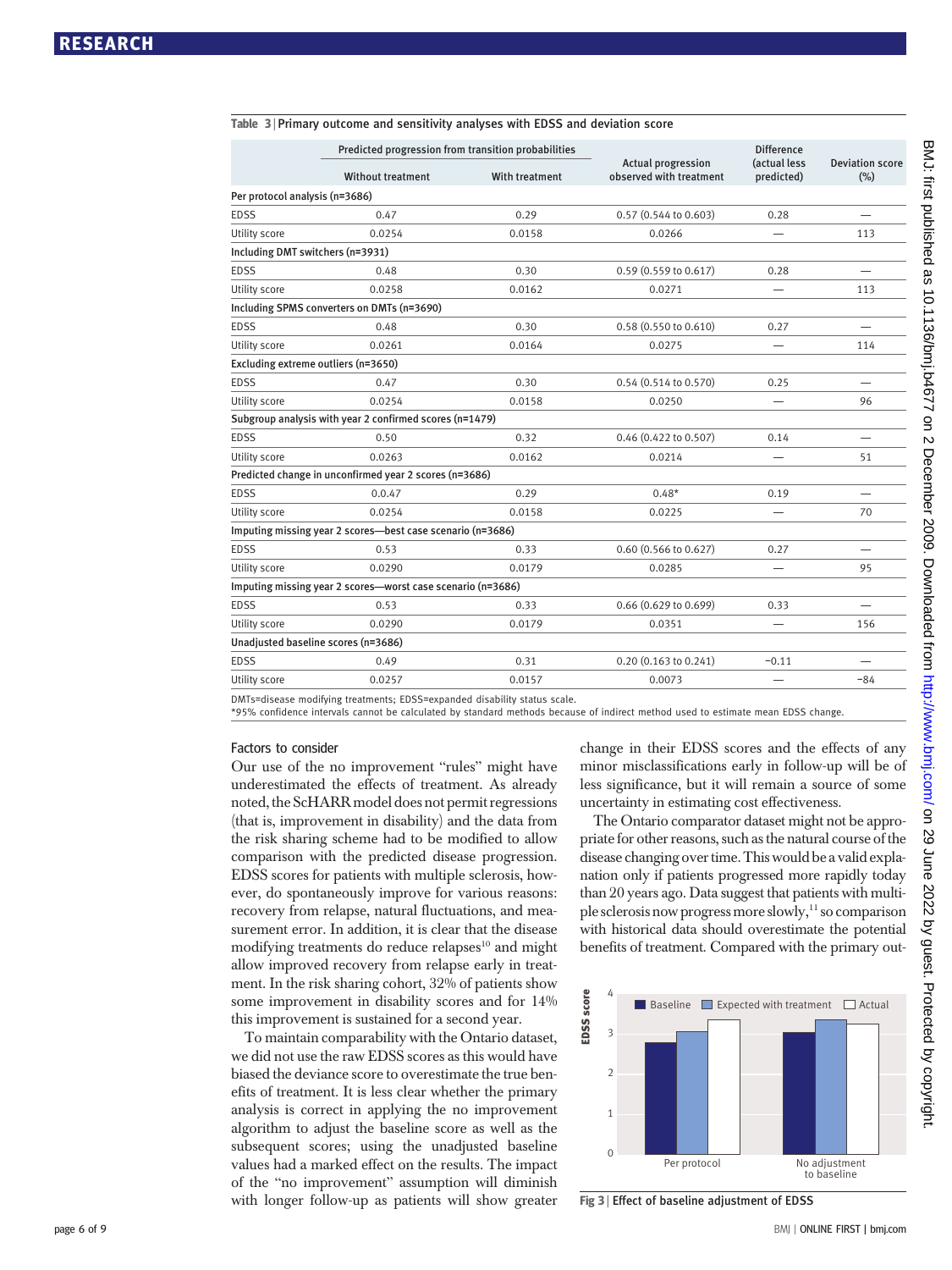**Table 3** | Primary outcome and sensitivity analyses with EDSS and deviation score

| | Predicted progression from transition probabilities | | Actual progression observed with treatment | Difference (actual less predicted) | Deviation score (%) |
|---|---|---|---|---|---|
| | Without treatment | With treatment | | | |
| **Per protocol analysis (n=3686)** | | | | | |
| EDSS | 0.47 | 0.29 | 0.57 (0.544 to 0.603) | 0.28 | — |
| Utility score | 0.0254 | 0.0158 | 0.0266 | — | 113 |
| **Including DMT switchers (n=3931)** | | | | | |
| EDSS | 0.48 | 0.30 | 0.59 (0.559 to 0.617) | 0.28 | — |
| Utility score | 0.0258 | 0.0162 | 0.0271 | — | 113 |
| **Including SPMS converters on DMTs (n=3690)** | | | | | |
| EDSS | 0.48 | 0.30 | 0.58 (0.550 to 0.610) | 0.27 | — |
| Utility score | 0.0261 | 0.0164 | 0.0275 | — | 114 |
| **Excluding extreme outliers (n=3650)** | | | | | |
| EDSS | 0.47 | 0.30 | 0.54 (0.514 to 0.570) | 0.25 | — |
| Utility score | 0.0254 | 0.0158 | 0.0250 | — | 96 |
| **Subgroup analysis with year 2 confirmed scores (n=1479)** | | | | | |
| EDSS | 0.50 | 0.32 | 0.46 (0.422 to 0.507) | 0.14 | — |
| Utility score | 0.0263 | 0.0162 | 0.0214 | — | 51 |
| **Predicted change in unconfirmed year 2 scores (n=3686)** | | | | | |
| EDSS | 0.0.47 | 0.29 | 0.48* | 0.19 | — |
| Utility score | 0.0254 | 0.0158 | 0.0225 | — | 70 |
| **Imputing missing year 2 scores—best case scenario (n=3686)** | | | | | |
| EDSS | 0.53 | 0.33 | 0.60 (0.566 to 0.627) | 0.27 | — |
| Utility score | 0.0290 | 0.0179 | 0.0285 | — | 95 |
| **Imputing missing year 2 scores—worst case scenario (n=3686)** | | | | | |
| EDSS | 0.53 | 0.33 | 0.66 (0.629 to 0.699) | 0.33 | — |
| Utility score | 0.0290 | 0.0179 | 0.0351 | — | 156 |
| **Unadjusted baseline scores (n=3686)** | | | | | |
| EDSS | 0.49 | 0.31 | 0.20 (0.163 to 0.241) | −0.11 | — |
| Utility score | 0.0257 | 0.0157 | 0.0073 | — | −84 |

DMTs=disease modifying treatments; EDSS=expanded disability status scale.
*95% confidence intervals cannot be calculated by standard methods because of indirect method used to estimate mean EDSS change.

### Factors to consider

Our use of the no improvement "rules" might have underestimated the effects of treatment. As already noted, the ScHARR model does not permit regressions (that is, improvement in disability) and the data from the risk sharing scheme had to be modified to allow comparison with the predicted disease progression. EDSS scores for patients with multiple sclerosis, however, do spontaneously improve for various reasons: recovery from relapse, natural fluctuations, and measurement error. In addition, it is clear that the disease modifying treatments do reduce relapses[10] and might allow improved recovery from relapse early in treatment. In the risk sharing cohort, 32% of patients show some improvement in disability scores and for 14% this improvement is sustained for a second year.

To maintain comparability with the Ontario dataset, we did not use the raw EDSS scores as this would have biased the deviance score to overestimate the true benefits of treatment. It is less clear whether the primary analysis is correct in applying the no improvement algorithm to adjust the baseline score as well as the subsequent scores; using the unadjusted baseline values had a marked effect on the results. The impact of the "no improvement" assumption will diminish with longer follow-up as patients will show greater change in their EDSS scores and the effects of any minor misclassifications early in follow-up will be of less significance, but it will remain a source of some uncertainty in estimating cost effectiveness.

The Ontario comparator dataset might not be appropriate for other reasons, such as the natural course of the disease changing over time. This would be a valid explanation only if patients progressed more rapidly today than 20 years ago. Data suggest that patients with multiple sclerosis now progress more slowly,[11] so comparison with historical data should overestimate the potential benefits of treatment. Compared with the primary out-

Fig 3 | Effect of baseline adjustment of EDSS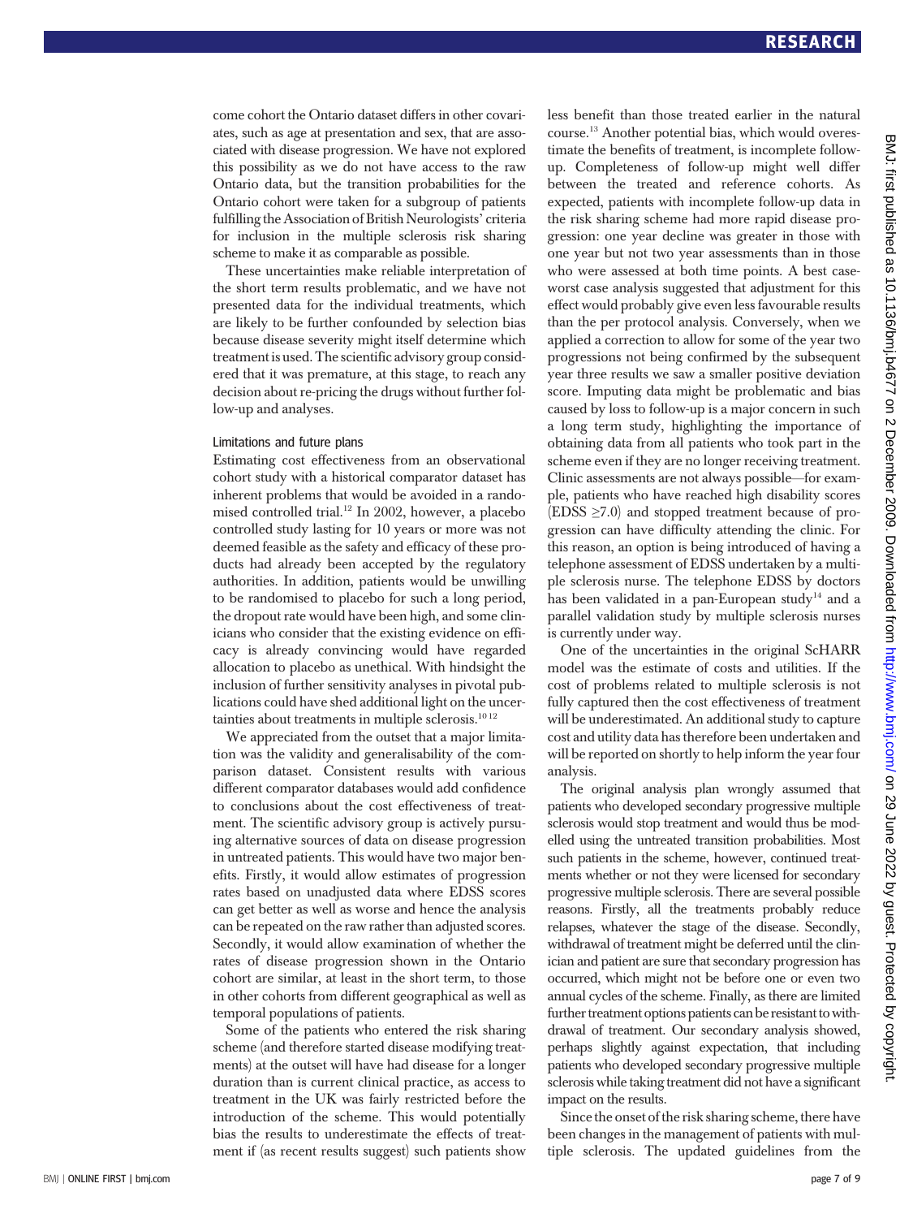come cohort the Ontario dataset differs in other covariates, such as age at presentation and sex, that are associated with disease progression. We have not explored this possibility as we do not have access to the raw Ontario data, but the transition probabilities for the Ontario cohort were taken for a subgroup of patients fulfilling the Association of British Neurologists' criteria for inclusion in the multiple sclerosis risk sharing scheme to make it as comparable as possible.

These uncertainties make reliable interpretation of the short term results problematic, and we have not presented data for the individual treatments, which are likely to be further confounded by selection bias because disease severity might itself determine which treatment is used. The scientific advisory group considered that it was premature, at this stage, to reach any decision about re-pricing the drugs without further follow-up and analyses.

### Limitations and future plans

Estimating cost effectiveness from an observational cohort study with a historical comparator dataset has inherent problems that would be avoided in a randomised controlled trial.[12] In 2002, however, a placebo controlled study lasting for 10 years or more was not deemed feasible as the safety and efficacy of these products had already been accepted by the regulatory authorities. In addition, patients would be unwilling to be randomised to placebo for such a long period, the dropout rate would have been high, and some clinicians who consider that the existing evidence on efficacy is already convincing would have regarded allocation to placebo as unethical. With hindsight the inclusion of further sensitivity analyses in pivotal publications could have shed additional light on the uncertainties about treatments in multiple sclerosis.[10 12]

We appreciated from the outset that a major limitation was the validity and generalisability of the comparison dataset. Consistent results with various different comparator databases would add confidence to conclusions about the cost effectiveness of treatment. The scientific advisory group is actively pursuing alternative sources of data on disease progression in untreated patients. This would have two major benefits. Firstly, it would allow estimates of progression rates based on unadjusted data where EDSS scores can get better as well as worse and hence the analysis can be repeated on the raw rather than adjusted scores. Secondly, it would allow examination of whether the rates of disease progression shown in the Ontario cohort are similar, at least in the short term, to those in other cohorts from different geographical as well as temporal populations of patients.

Some of the patients who entered the risk sharing scheme (and therefore started disease modifying treatments) at the outset will have had disease for a longer duration than is current clinical practice, as access to treatment in the UK was fairly restricted before the introduction of the scheme. This would potentially bias the results to underestimate the effects of treatment if (as recent results suggest) such patients show less benefit than those treated earlier in the natural course.[13] Another potential bias, which would overestimate the benefits of treatment, is incomplete follow-up. Completeness of follow-up might well differ between the treated and reference cohorts. As expected, patients with incomplete follow-up data in the risk sharing scheme had more rapid disease progression: one year decline was greater in those with one year but not two year assessments than in those who were assessed at both time points. A best case-worst case analysis suggested that adjustment for this effect would probably give even less favourable results than the per protocol analysis. Conversely, when we applied a correction to allow for some of the year two progressions not being confirmed by the subsequent year three results we saw a smaller positive deviation score. Imputing data might be problematic and bias caused by loss to follow-up is a major concern in such a long term study, highlighting the importance of obtaining data from all patients who took part in the scheme even if they are no longer receiving treatment. Clinic assessments are not always possible—for example, patients who have reached high disability scores (EDSS ≥7.0) and stopped treatment because of progression can have difficulty attending the clinic. For this reason, an option is being introduced of having a telephone assessment of EDSS undertaken by a multiple sclerosis nurse. The telephone EDSS by doctors has been validated in a pan-European study[14] and a parallel validation study by multiple sclerosis nurses is currently under way.

One of the uncertainties in the original ScHARR model was the estimate of costs and utilities. If the cost of problems related to multiple sclerosis is not fully captured then the cost effectiveness of treatment will be underestimated. An additional study to capture cost and utility data has therefore been undertaken and will be reported on shortly to help inform the year four analysis.

The original analysis plan wrongly assumed that patients who developed secondary progressive multiple sclerosis would stop treatment and would thus be modelled using the untreated transition probabilities. Most such patients in the scheme, however, continued treatments whether or not they were licensed for secondary progressive multiple sclerosis. There are several possible reasons. Firstly, all the treatments probably reduce relapses, whatever the stage of the disease. Secondly, withdrawal of treatment might be deferred until the clinician and patient are sure that secondary progression has occurred, which might not be before one or even two annual cycles of the scheme. Finally, as there are limited further treatment options patients can be resistant to withdrawal of treatment. Our secondary analysis showed, perhaps slightly against expectation, that including patients who developed secondary progressive multiple sclerosis while taking treatment did not have a significant impact on the results.

Since the onset of the risk sharing scheme, there have been changes in the management of patients with multiple sclerosis. The updated guidelines from the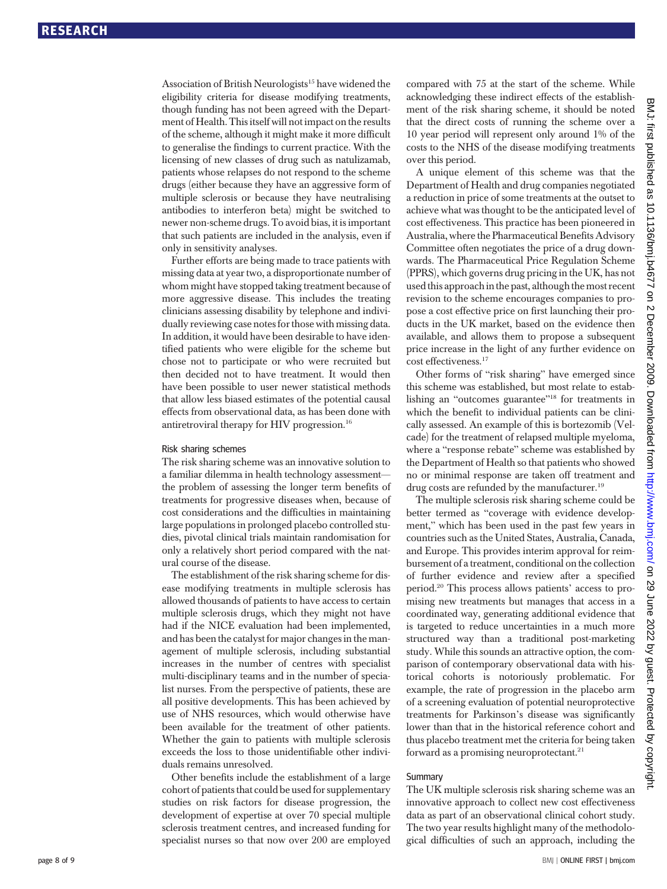Association of British Neurologists[15] have widened the eligibility criteria for disease modifying treatments, though funding has not been agreed with the Department of Health. This itself will not impact on the results of the scheme, although it might make it more difficult to generalise the findings to current practice. With the licensing of new classes of drug such as natulizamab, patients whose relapses do not respond to the scheme drugs (either because they have an aggressive form of multiple sclerosis or because they have neutralising antibodies to interferon beta) might be switched to newer non-scheme drugs. To avoid bias, it is important that such patients are included in the analysis, even if only in sensitivity analyses.

Further efforts are being made to trace patients with missing data at year two, a disproportionate number of whom might have stopped taking treatment because of more aggressive disease. This includes the treating clinicians assessing disability by telephone and individually reviewing case notes for those with missing data. In addition, it would have been desirable to have identified patients who were eligible for the scheme but chose not to participate or who were recruited but then decided not to have treatment. It would then have been possible to user newer statistical methods that allow less biased estimates of the potential causal effects from observational data, as has been done with antiretroviral therapy for HIV progression.[16]

### Risk sharing schemes

The risk sharing scheme was an innovative solution to a familiar dilemma in health technology assessment—the problem of assessing the longer term benefits of treatments for progressive diseases when, because of cost considerations and the difficulties in maintaining large populations in prolonged placebo controlled studies, pivotal clinical trials maintain randomisation for only a relatively short period compared with the natural course of the disease.

The establishment of the risk sharing scheme for disease modifying treatments in multiple sclerosis has allowed thousands of patients to have access to certain multiple sclerosis drugs, which they might not have had if the NICE evaluation had been implemented, and has been the catalyst for major changes in the management of multiple sclerosis, including substantial increases in the number of centres with specialist multi-disciplinary teams and in the number of specialist nurses. From the perspective of patients, these are all positive developments. This has been achieved by use of NHS resources, which would otherwise have been available for the treatment of other patients. Whether the gain to patients with multiple sclerosis exceeds the loss to those unidentifiable other individuals remains unresolved.

Other benefits include the establishment of a large cohort of patients that could be used for supplementary studies on risk factors for disease progression, the development of expertise at over 70 special multiple sclerosis treatment centres, and increased funding for specialist nurses so that now over 200 are employed compared with 75 at the start of the scheme. While acknowledging these indirect effects of the establishment of the risk sharing scheme, it should be noted that the direct costs of running the scheme over a 10 year period will represent only around 1% of the costs to the NHS of the disease modifying treatments over this period.

A unique element of this scheme was that the Department of Health and drug companies negotiated a reduction in price of some treatments at the outset to achieve what was thought to be the anticipated level of cost effectiveness. This practice has been pioneered in Australia, where the Pharmaceutical Benefits Advisory Committee often negotiates the price of a drug downwards. The Pharmaceutical Price Regulation Scheme (PPRS), which governs drug pricing in the UK, has not used this approach in the past, although the most recent revision to the scheme encourages companies to propose a cost effective price on first launching their products in the UK market, based on the evidence then available, and allows them to propose a subsequent price increase in the light of any further evidence on cost effectiveness.[17]

Other forms of "risk sharing" have emerged since this scheme was established, but most relate to establishing an "outcomes guarantee"[18] for treatments in which the benefit to individual patients can be clinically assessed. An example of this is bortezomib (Velcade) for the treatment of relapsed multiple myeloma, where a "response rebate" scheme was established by the Department of Health so that patients who showed no or minimal response are taken off treatment and drug costs are refunded by the manufacturer.[19]

The multiple sclerosis risk sharing scheme could be better termed as "coverage with evidence development," which has been used in the past few years in countries such as the United States, Australia, Canada, and Europe. This provides interim approval for reimbursement of a treatment, conditional on the collection of further evidence and review after a specified period.[20] This process allows patients' access to promising new treatments but manages that access in a coordinated way, generating additional evidence that is targeted to reduce uncertainties in a much more structured way than a traditional post-marketing study. While this sounds an attractive option, the comparison of contemporary observational data with historical cohorts is notoriously problematic. For example, the rate of progression in the placebo arm of a screening evaluation of potential neuroprotective treatments for Parkinson's disease was significantly lower than that in the historical reference cohort and thus placebo treatment met the criteria for being taken forward as a promising neuroprotectant.[21]

### Summary

The UK multiple sclerosis risk sharing scheme was an innovative approach to collect new cost effectiveness data as part of an observational clinical cohort study. The two year results highlight many of the methodological difficulties of such an approach, including the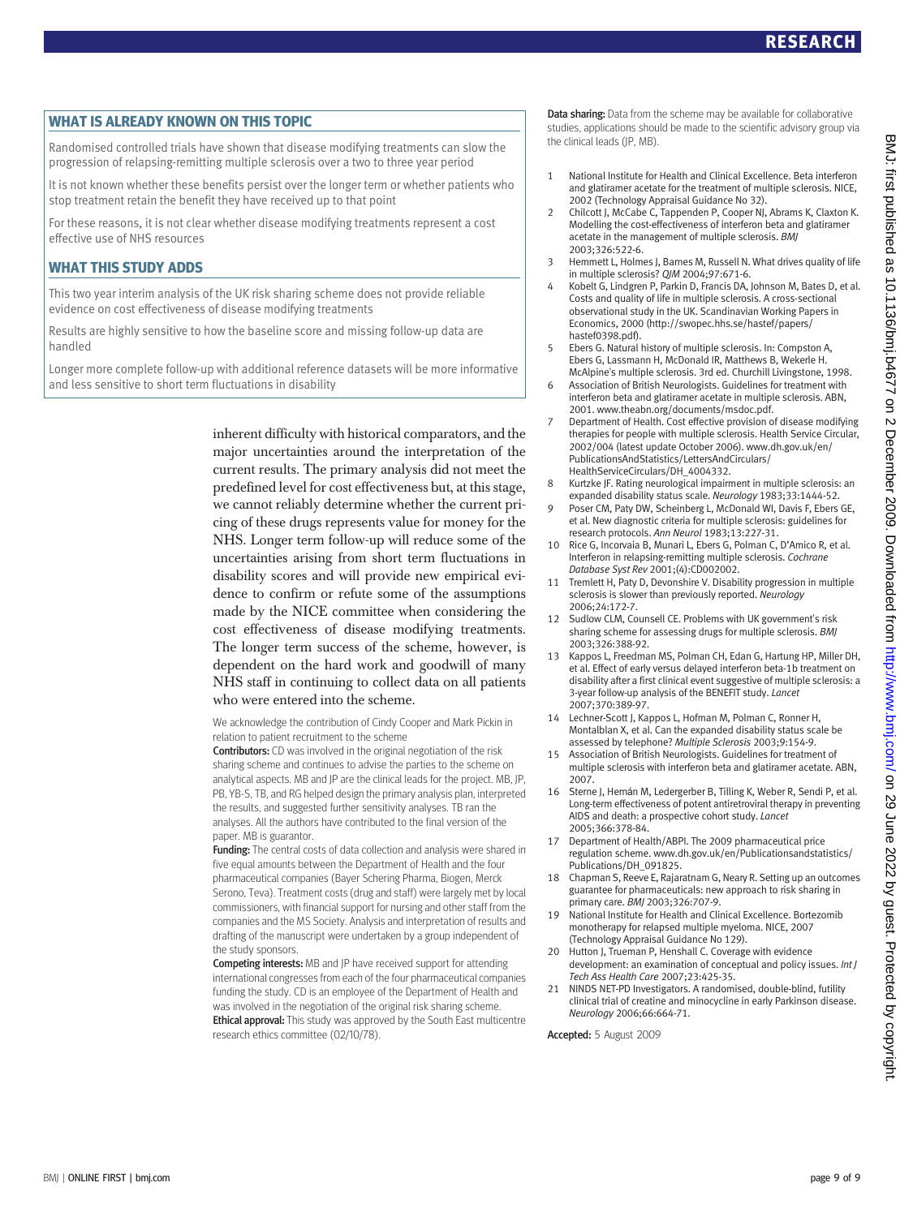## WHAT IS ALREADY KNOWN ON THIS TOPIC

Randomised controlled trials have shown that disease modifying treatments can slow the progression of relapsing-remitting multiple sclerosis over a two to three year period

It is not known whether these benefits persist over the longer term or whether patients who stop treatment retain the benefit they have received up to that point

For these reasons, it is not clear whether disease modifying treatments represent a cost effective use of NHS resources

## WHAT THIS STUDY ADDS

This two year interim analysis of the UK risk sharing scheme does not provide reliable evidence on cost effectiveness of disease modifying treatments

Results are highly sensitive to how the baseline score and missing follow-up data are handled

Longer more complete follow-up with additional reference datasets will be more informative and less sensitive to short term fluctuations in disability

inherent difficulty with historical comparators, and the major uncertainties around the interpretation of the current results. The primary analysis did not meet the predefined level for cost effectiveness but, at this stage, we cannot reliably determine whether the current pricing of these drugs represents value for money for the NHS. Longer term follow-up will reduce some of the uncertainties arising from short term fluctuations in disability scores and will provide new empirical evidence to confirm or refute some of the assumptions made by the NICE committee when considering the cost effectiveness of disease modifying treatments. The longer term success of the scheme, however, is dependent on the hard work and goodwill of many NHS staff in continuing to collect data on all patients who were entered into the scheme.

We acknowledge the contribution of Cindy Cooper and Mark Pickin in relation to patient recruitment to the scheme

**Contributors:** CD was involved in the original negotiation of the risk sharing scheme and continues to advise the parties to the scheme on analytical aspects. MB and JP are the clinical leads for the project. MB, JP, PB, YB-S, TB, and RG helped design the primary analysis plan, interpreted the results, and suggested further sensitivity analyses. TB ran the analyses. All the authors have contributed to the final version of the paper. MB is guarantor.

**Funding:** The central costs of data collection and analysis were shared in five equal amounts between the Department of Health and the four pharmaceutical companies (Bayer Schering Pharma, Biogen, Merck Serono, Teva). Treatment costs (drug and staff) were largely met by local commissioners, with financial support for nursing and other staff from the companies and the MS Society. Analysis and interpretation of results and drafting of the manuscript were undertaken by a group independent of the study sponsors.

**Competing interests:** MB and JP have received support for attending international congresses from each of the four pharmaceutical companies funding the study. CD is an employee of the Department of Health and was involved in the negotiation of the original risk sharing scheme.

**Ethical approval:** This study was approved by the South East multicentre research ethics committee (02/10/78).

**Data sharing:** Data from the scheme may be available for collaborative studies, applications should be made to the scientific advisory group via the clinical leads (JP, MB).

1. National Institute for Health and Clinical Excellence. Beta interferon and glatiramer acetate for the treatment of multiple sclerosis. NICE, 2002 (Technology Appraisal Guidance No 32).
2. Chilcott J, McCabe C, Tappenden P, Cooper NJ, Abrams K, Claxton K. Modelling the cost-effectiveness of interferon beta and glatiramer acetate in the management of multiple sclerosis. *BMJ* 2003;326:522-6.
3. Hemmett L, Holmes J, Barnes M, Russell N. What drives quality of life in multiple sclerosis? *QJM* 2004;97:671-6.
4. Kobelt G, Lindgren P, Parkin D, Francis DA, Johnson M, Bates D, et al. Costs and quality of life in multiple sclerosis. A cross-sectional observational study in the UK. Scandinavian Working Papers in Economics, 2000 (http://swopec.hhs.se/hastef/papers/hastef0398.pdf).
5. Ebers G. Natural history of multiple sclerosis. In: Compston A, Ebers G, Lassmann H, McDonald IR, Matthews B, Wekerle H. McAlpine's multiple sclerosis. 3rd ed. Churchill Livingstone, 1998.
6. Association of British Neurologists. Guidelines for treatment with interferon beta and glatiramer acetate in multiple sclerosis. ABN, 2001. www.theabn.org/documents/msdoc.pdf.
7. Department of Health. Cost effective provision of disease modifying therapies for people with multiple sclerosis. Health Service Circular, 2002/004 (latest update October 2006). www.dh.gov.uk/en/PublicationsAndStatistics/LettersAndCirculars/HealthServiceCirculars/DH_4004332.
8. Kurtzke JF. Rating neurological impairment in multiple sclerosis: an expanded disability status scale. *Neurology* 1983;33:1444-52.
9. Poser CM, Paty DW, Scheinberg L, McDonald WI, Davis F, Ebers GE, et al. New diagnostic criteria for multiple sclerosis: guidelines for research protocols. *Ann Neurol* 1983;13:227-31.
10. Rice G, Incorvaia B, Munari L, Ebers G, Polman C, D'Amico R, et al. Interferon in relapsing-remitting multiple sclerosis. *Cochrane Database Syst Rev* 2001;(4):CD002002.
11. Tremlett H, Paty D, Devonshire V. Disability progression in multiple sclerosis is slower than previously reported. *Neurology* 2006;24:172-7.
12. Sudlow CLM, Counsell CE. Problems with UK government's risk sharing scheme for assessing drugs for multiple sclerosis. *BMJ* 2003;326:388-92.
13. Kappos L, Freedman MS, Polman CH, Edan G, Hartung HP, Miller DH, et al. Effect of early versus delayed interferon beta-1b treatment on disability after a first clinical event suggestive of multiple sclerosis: a 3-year follow-up analysis of the BENEFIT study. *Lancet* 2007;370:389-97.
14. Lechner-Scott J, Kappos L, Hofman M, Polman C, Ronner H, Montalblan X, et al. Can the expanded disability status scale be assessed by telephone? *Multiple Sclerosis* 2003;9:154-9.
15. Association of British Neurologists. Guidelines for treatment of multiple sclerosis with interferon beta and glatiramer acetate. ABN, 2007.
16. Sterne J, Hernán M, Ledergerber B, Tilling K, Weber R, Sendi P, et al. Long-term effectiveness of potent antiretroviral therapy in preventing AIDS and death: a prospective cohort study. *Lancet* 2005;366:378-84.
17. Department of Health/ABPI. The 2009 pharmaceutical price regulation scheme. www.dh.gov.uk/en/Publicationsandstatistics/Publications/DH_091825.
18. Chapman S, Reeve E, Rajaratnam G, Neary R. Setting up an outcomes guarantee for pharmaceuticals: new approach to risk sharing in primary care. *BMJ* 2003;326:707-9.
19. National Institute for Health and Clinical Excellence. Bortezomib monotherapy for relapsed multiple myeloma. NICE, 2007 (Technology Appraisal Guidance No 129).
20. Hutton J, Trueman P, Henshall C. Coverage with evidence development: an examination of conceptual and policy issues. *Int J Tech Ass Health Care* 2007;23:425-35.
21. NINDS NET-PD Investigators. A randomised, double-blind, futility clinical trial of creatine and minocycline in early Parkinson disease. *Neurology* 2006;66:664-71.

**Accepted:** 5 August 2009